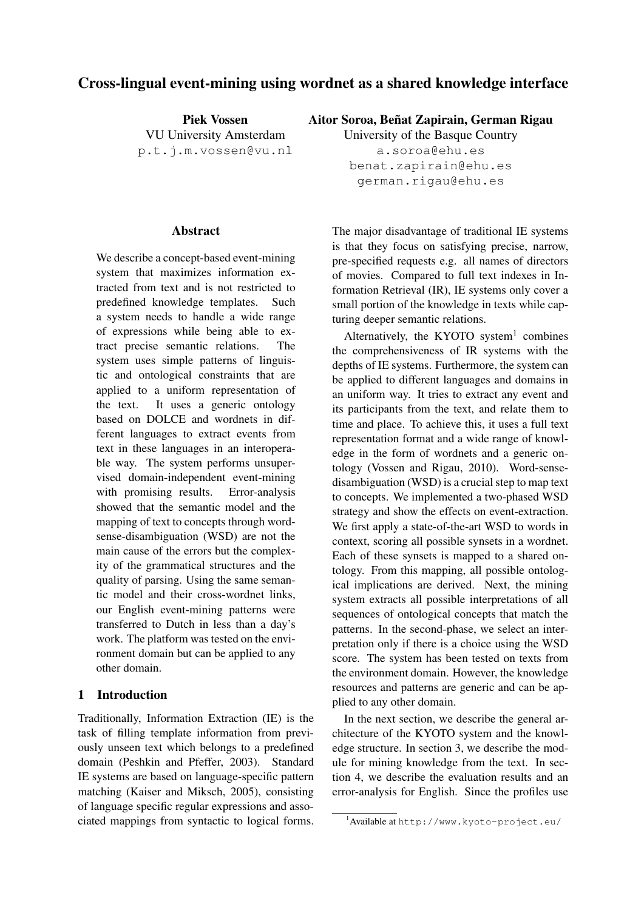# Cross-lingual event-mining using wordnet as a shared knowledge interface

**Piek Vossen**
VU University Amsterdam
p.t.j.m.vossen@vu.nl

**Aitor Soroa, Beñat Zapirain, German Rigau**
University of the Basque Country
a.soroa@ehu.es
benat.zapirain@ehu.es
german.rigau@ehu.es

## Abstract

We describe a concept-based event-mining system that maximizes information extracted from text and is not restricted to predefined knowledge templates. Such a system needs to handle a wide range of expressions while being able to extract precise semantic relations. The system uses simple patterns of linguistic and ontological constraints that are applied to a uniform representation of the text. It uses a generic ontology based on DOLCE and wordnets in different languages to extract events from text in these languages in an interoperable way. The system performs unsupervised domain-independent event-mining with promising results. Error-analysis showed that the semantic model and the mapping of text to concepts through word-sense-disambiguation (WSD) are not the main cause of the errors but the complexity of the grammatical structures and the quality of parsing. Using the same semantic model and their cross-wordnet links, our English event-mining patterns were transferred to Dutch in less than a day's work. The platform was tested on the environment domain but can be applied to any other domain.

## 1 Introduction

Traditionally, Information Extraction (IE) is the task of filling template information from previously unseen text which belongs to a predefined domain (Peshkin and Pfeffer, 2003). Standard IE systems are based on language-specific pattern matching (Kaiser and Miksch, 2005), consisting of language specific regular expressions and associated mappings from syntactic to logical forms. The major disadvantage of traditional IE systems is that they focus on satisfying precise, narrow, pre-specified requests e.g. all names of directors of movies. Compared to full text indexes in Information Retrieval (IR), IE systems only cover a small portion of the knowledge in texts while capturing deeper semantic relations.

Alternatively, the KYOTO system[1] combines the comprehensiveness of IR systems with the depths of IE systems. Furthermore, the system can be applied to different languages and domains in an uniform way. It tries to extract any event and its participants from the text, and relate them to time and place. To achieve this, it uses a full text representation format and a wide range of knowledge in the form of wordnets and a generic ontology (Vossen and Rigau, 2010). Word-sense-disambiguation (WSD) is a crucial step to map text to concepts. We implemented a two-phased WSD strategy and show the effects on event-extraction. We first apply a state-of-the-art WSD to words in context, scoring all possible synsets in a wordnet. Each of these synsets is mapped to a shared ontology. From this mapping, all possible ontological implications are derived. Next, the mining system extracts all possible interpretations of all sequences of ontological concepts that match the patterns. In the second-phase, we select an interpretation only if there is a choice using the WSD score. The system has been tested on texts from the environment domain. However, the knowledge resources and patterns are generic and can be applied to any other domain.

In the next section, we describe the general architecture of the KYOTO system and the knowledge structure. In section 3, we describe the module for mining knowledge from the text. In section 4, we describe the evaluation results and an error-analysis for English. Since the profiles use

[1] Available at http://www.kyoto-project.eu/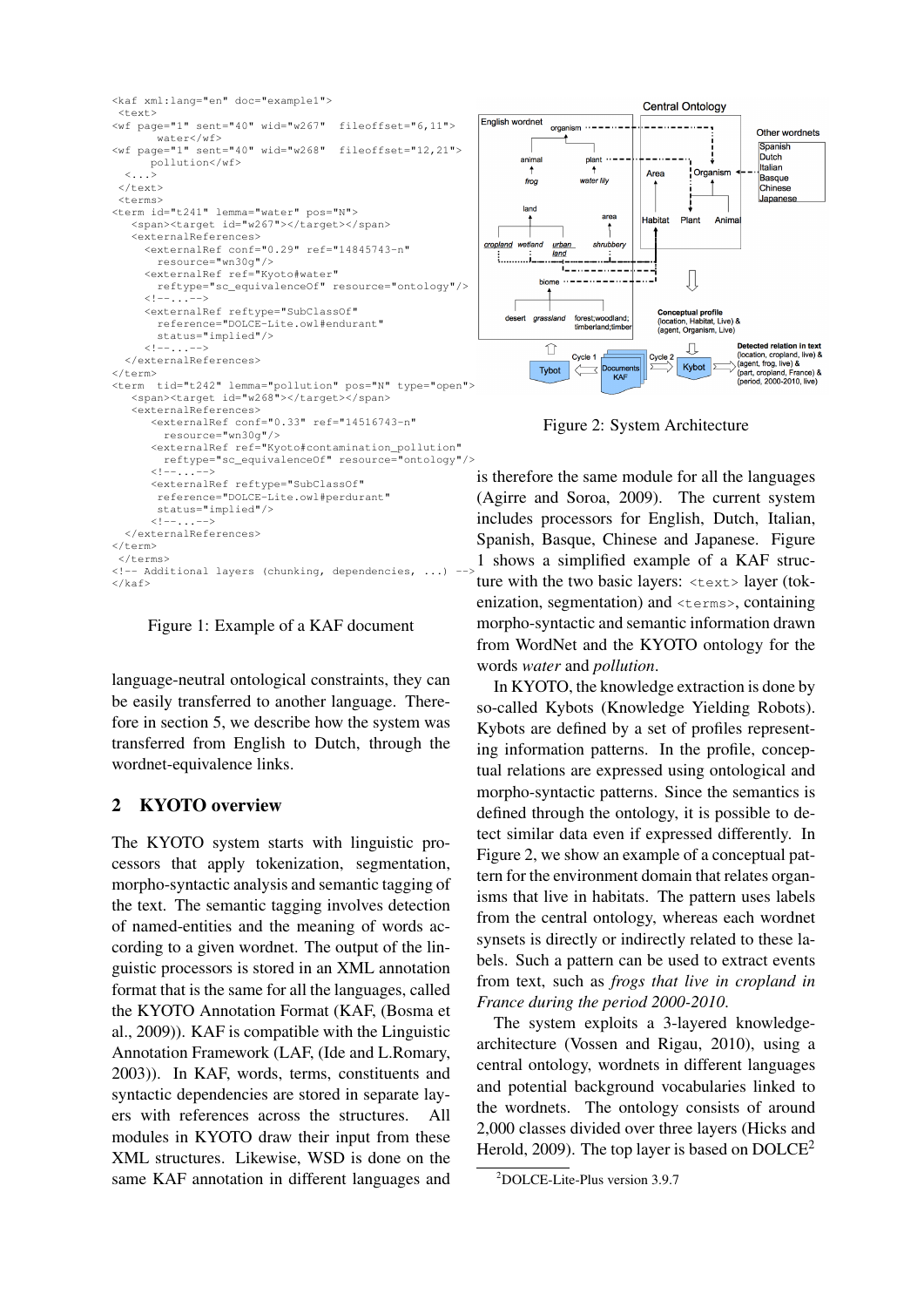```
<kaf xml:lang="en" doc="example1">
 <text>
<wf page="1" sent="40" wid="w267"  fileoffset="6,11">
      water</wf>
<wf page="1" sent="40" wid="w268"  fileoffset="12,21">
     pollution</wf>
  <...>
 </text>
 <terms>
<term id="t241" lemma="water" pos="N">
   <span><target id="w267"></target></span>
   <externalReferences>
     <externalRef conf="0.29" ref="14845743-n"
       resource="wn30g"/>
     <externalRef ref="Kyoto#water"
       reftype="sc_equivalenceOf" resource="ontology"/>
     <!--...-->
     <externalRef reftype="SubClassOf"
       reference="DOLCE-Lite.owl#endurant"
       status="implied"/>
     <!--...-->
  </externalReferences>
</term>
<term  tid="t242" lemma="pollution" pos="N" type="open">
   <span><target id="w268"></target></span>
   <externalReferences>
      <externalRef conf="0.33" ref="14516743-n"
        resource="wn30g"/>
      <externalRef ref="Kyoto#contamination_pollution"
        reftype="sc_equivalenceOf" resource="ontology"/>
      <!--...-->
      <externalRef reftype="SubClassOf"
       reference="DOLCE-Lite.owl#perdurant"
       status="implied"/>
      <!--...-->
  </externalReferences>
</term>
 </terms>
<!-- Additional layers (chunking, dependencies, ...) -->
</kaf>
```

Figure 1: Example of a KAF document

language-neutral ontological constraints, they can be easily transferred to another language. Therefore in section 5, we describe how the system was transferred from English to Dutch, through the wordnet-equivalence links.

## 2 KYOTO overview

The KYOTO system starts with linguistic processors that apply tokenization, segmentation, morpho-syntactic analysis and semantic tagging of the text. The semantic tagging involves detection of named-entities and the meaning of words according to a given wordnet. The output of the linguistic processors is stored in an XML annotation format that is the same for all the languages, called the KYOTO Annotation Format (KAF, (Bosma et al., 2009)). KAF is compatible with the Linguistic Annotation Framework (LAF, (Ide and L.Romary, 2003)). In KAF, words, terms, constituents and syntactic dependencies are stored in separate layers with references across the structures. All modules in KYOTO draw their input from these XML structures. Likewise, WSD is done on the same KAF annotation in different languages and is therefore the same module for all the languages (Agirre and Soroa, 2009). The current system includes processors for English, Dutch, Italian, Spanish, Basque, Chinese and Japanese. Figure 1 shows a simplified example of a KAF structure with the two basic layers: `<text>` layer (tokenization, segmentation) and `<terms>`, containing morpho-syntactic and semantic information drawn from WordNet and the KYOTO ontology for the words *water* and *pollution*.

Figure 2: System Architecture

In KYOTO, the knowledge extraction is done by so-called Kybots (Knowledge Yielding Robots). Kybots are defined by a set of profiles representing information patterns. In the profile, conceptual relations are expressed using ontological and morpho-syntactic patterns. Since the semantics is defined through the ontology, it is possible to detect similar data even if expressed differently. In Figure 2, we show an example of a conceptual pattern for the environment domain that relates organisms that live in habitats. The pattern uses labels from the central ontology, whereas each wordnet synsets is directly or indirectly related to these labels. Such a pattern can be used to extract events from text, such as *frogs that live in cropland in France during the period 2000-2010.*

The system exploits a 3-layered knowledge-architecture (Vossen and Rigau, 2010), using a central ontology, wordnets in different languages and potential background vocabularies linked to the wordnets. The ontology consists of around 2,000 classes divided over three layers (Hicks and Herold, 2009). The top layer is based on DOLCE[2]

[2]DOLCE-Lite-Plus version 3.9.7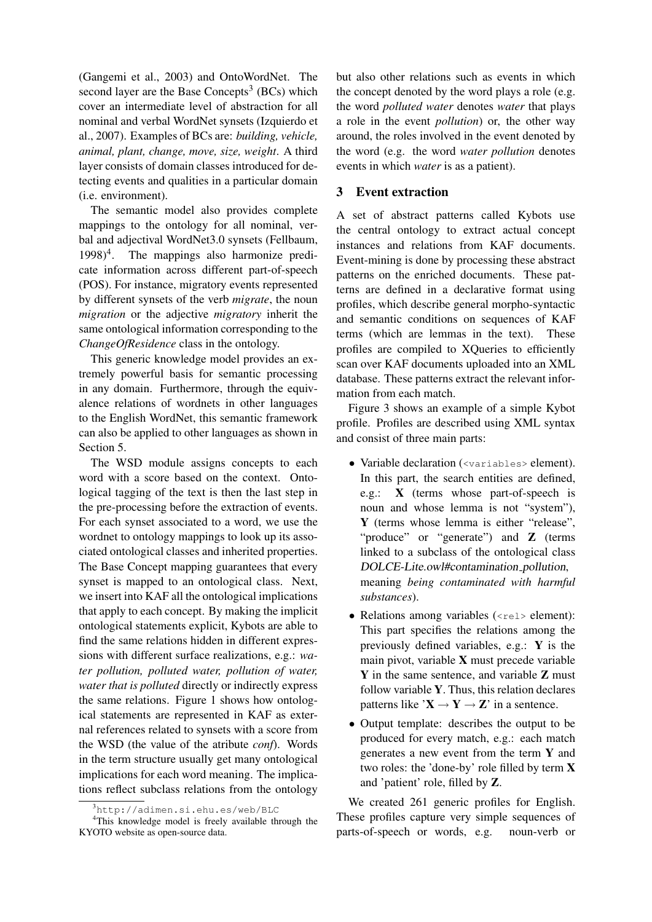(Gangemi et al., 2003) and OntoWordNet. The second layer are the Base Concepts[3] (BCs) which cover an intermediate level of abstraction for all nominal and verbal WordNet synsets (Izquierdo et al., 2007). Examples of BCs are: *building, vehicle, animal, plant, change, move, size, weight*. A third layer consists of domain classes introduced for detecting events and qualities in a particular domain (i.e. environment).

The semantic model also provides complete mappings to the ontology for all nominal, verbal and adjectival WordNet3.0 synsets (Fellbaum, 1998)[4]. The mappings also harmonize predicate information across different part-of-speech (POS). For instance, migratory events represented by different synsets of the verb *migrate*, the noun *migration* or the adjective *migratory* inherit the same ontological information corresponding to the *ChangeOfResidence* class in the ontology.

This generic knowledge model provides an extremely powerful basis for semantic processing in any domain. Furthermore, through the equivalence relations of wordnets in other languages to the English WordNet, this semantic framework can also be applied to other languages as shown in Section 5.

The WSD module assigns concepts to each word with a score based on the context. Ontological tagging of the text is then the last step in the pre-processing before the extraction of events. For each synset associated to a word, we use the wordnet to ontology mappings to look up its associated ontological classes and inherited properties. The Base Concept mapping guarantees that every synset is mapped to an ontological class. Next, we insert into KAF all the ontological implications that apply to each concept. By making the implicit ontological statements explicit, Kybots are able to find the same relations hidden in different expressions with different surface realizations, e.g.: *water pollution, polluted water, pollution of water, water that is polluted* directly or indirectly express the same relations. Figure 1 shows how ontological statements are represented in KAF as external references related to synsets with a score from the WSD (the value of the atribute *conf*). Words in the term structure usually get many ontological implications for each word meaning. The implications reflect subclass relations from the ontology but also other relations such as events in which the concept denoted by the word plays a role (e.g. the word *polluted water* denotes *water* that plays a role in the event *pollution*) or, the other way around, the roles involved in the event denoted by the word (e.g. the word *water pollution* denotes events in which *water* is as a patient).

## 3 Event extraction

A set of abstract patterns called Kybots use the central ontology to extract actual concept instances and relations from KAF documents. Event-mining is done by processing these abstract patterns on the enriched documents. These patterns are defined in a declarative format using profiles, which describe general morpho-syntactic and semantic conditions on sequences of KAF terms (which are lemmas in the text). These profiles are compiled to XQueries to efficiently scan over KAF documents uploaded into an XML database. These patterns extract the relevant information from each match.

Figure 3 shows an example of a simple Kybot profile. Profiles are described using XML syntax and consist of three main parts:

- Variable declaration (`<variables>` element). In this part, the search entities are defined, e.g.: **X** (terms whose part-of-speech is noun and whose lemma is not "system"), **Y** (terms whose lemma is either "release", "produce" or "generate") and **Z** (terms linked to a subclass of the ontological class *DOLCE-Lite.owl#contamination_pollution*, meaning *being contaminated with harmful substances*).
- Relations among variables (`<rel>` element): This part specifies the relations among the previously defined variables, e.g.: **Y** is the main pivot, variable **X** must precede variable **Y** in the same sentence, and variable **Z** must follow variable **Y**. Thus, this relation declares patterns like '$\mathbf{X} \rightarrow \mathbf{Y} \rightarrow \mathbf{Z}$' in a sentence.
- Output template: describes the output to be produced for every match, e.g.: each match generates a new event from the term **Y** and two roles: the 'done-by' role filled by term **X** and 'patient' role, filled by **Z**.

We created 261 generic profiles for English. These profiles capture very simple sequences of parts-of-speech or words, e.g. noun-verb or

[3] http://adimen.si.ehu.es/web/BLC

[4] This knowledge model is freely available through the KYOTO website as open-source data.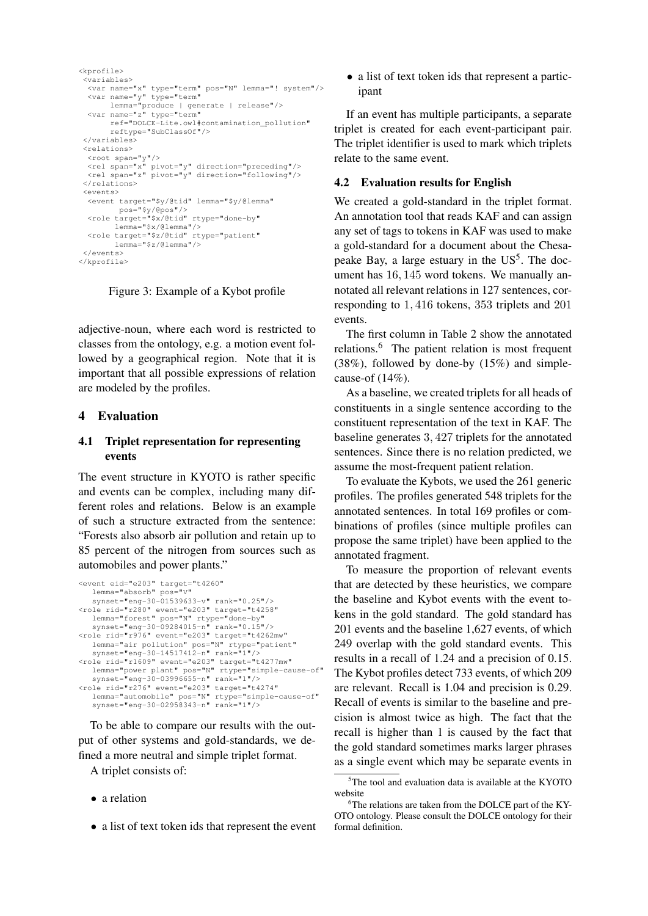```
<kprofile>
 <variables>
  <var name="x" type="term" pos="N" lemma="! system"/>
  <var name="y" type="term"
       lemma="produce | generate | release"/>
  <var name="z" type="term"
       ref="DOLCE-Lite.owl#contamination_pollution"
       reftype="SubClassOf"/>
 </variables>
 <relations>
  <root span="y"/>
  <rel span="x" pivot="y" direction="preceding"/>
  <rel span="z" pivot="y" direction="following"/>
 </relations>
 <events>
  <event target="$y/@tid" lemma="$y/@lemma"
         pos="$y/@pos"/>
  <role target="$x/@tid" rtype="done-by"
        lemma="$x/@lemma"/>
  <role target="$z/@tid" rtype="patient"
        lemma="$z/@lemma"/>
 </events>
</kprofile>
```

Figure 3: Example of a Kybot profile

adjective-noun, where each word is restricted to classes from the ontology, e.g. a motion event followed by a geographical region. Note that it is important that all possible expressions of relation are modeled by the profiles.

# 4 Evaluation

## 4.1 Triplet representation for representing events

The event structure in KYOTO is rather specific and events can be complex, including many different roles and relations. Below is an example of such a structure extracted from the sentence: "Forests also absorb air pollution and retain up to 85 percent of the nitrogen from sources such as automobiles and power plants."

```
<event eid="e203" target="t4260"
   lemma="absorb" pos="V"
   synset="eng-30-01539633-v" rank="0.25"/>
<role rid="r280" event="e203" target="t4258"
   lemma="forest" pos="N" rtype="done-by"
   synset="eng-30-09284015-n" rank="0.15"/>
<role rid="r976" event="e203" target="t4262mw"
   lemma="air pollution" pos="N" rtype="patient"
   synset="eng-30-14517412-n" rank="1"/>
<role rid="r1609" event="e203" target="t4277mw"
   lemma="power plant" pos="N" rtype="simple-cause-of"
   synset="eng-30-03996655-n" rank="1"/>
<role rid="r276" event="e203" target="t4274"
   lemma="automobile" pos="N" rtype="simple-cause-of"
   synset="eng-30-02958343-n" rank="1"/>
```

To be able to compare our results with the output of other systems and gold-standards, we defined a more neutral and simple triplet format.

A triplet consists of:

- a relation
- a list of text token ids that represent the event
- a list of text token ids that represent a participant

If an event has multiple participants, a separate triplet is created for each event-participant pair. The triplet identifier is used to mark which triplets relate to the same event.

## 4.2 Evaluation results for English

We created a gold-standard in the triplet format. An annotation tool that reads KAF and can assign any set of tags to tokens in KAF was used to make a gold-standard for a document about the Chesapeake Bay, a large estuary in the US[5]. The document has 16,145 word tokens. We manually annotated all relevant relations in 127 sentences, corresponding to 1,416 tokens, 353 triplets and 201 events.

The first column in Table 2 show the annotated relations.[6] The patient relation is most frequent (38%), followed by done-by (15%) and simple-cause-of (14%).

As a baseline, we created triplets for all heads of constituents in a single sentence according to the constituent representation of the text in KAF. The baseline generates 3,427 triplets for the annotated sentences. Since there is no relation predicted, we assume the most-frequent patient relation.

To evaluate the Kybots, we used the 261 generic profiles. The profiles generated 548 triplets for the annotated sentences. In total 169 profiles or combinations of profiles (since multiple profiles can propose the same triplet) have been applied to the annotated fragment.

To measure the proportion of relevant events that are detected by these heuristics, we compare the baseline and Kybot events with the event tokens in the gold standard. The gold standard has 201 events and the baseline 1,627 events, of which 249 overlap with the gold standard events. This results in a recall of 1.24 and a precision of 0.15. The Kybot profiles detect 733 events, of which 209 are relevant. Recall is 1.04 and precision is 0.29. Recall of events is similar to the baseline and precision is almost twice as high. The fact that the recall is higher than 1 is caused by the fact that the gold standard sometimes marks larger phrases as a single event which may be separate events in

[5] The tool and evaluation data is available at the KYOTO website

[6] The relations are taken from the DOLCE part of the KYOTO ontology. Please consult the DOLCE ontology for their formal definition.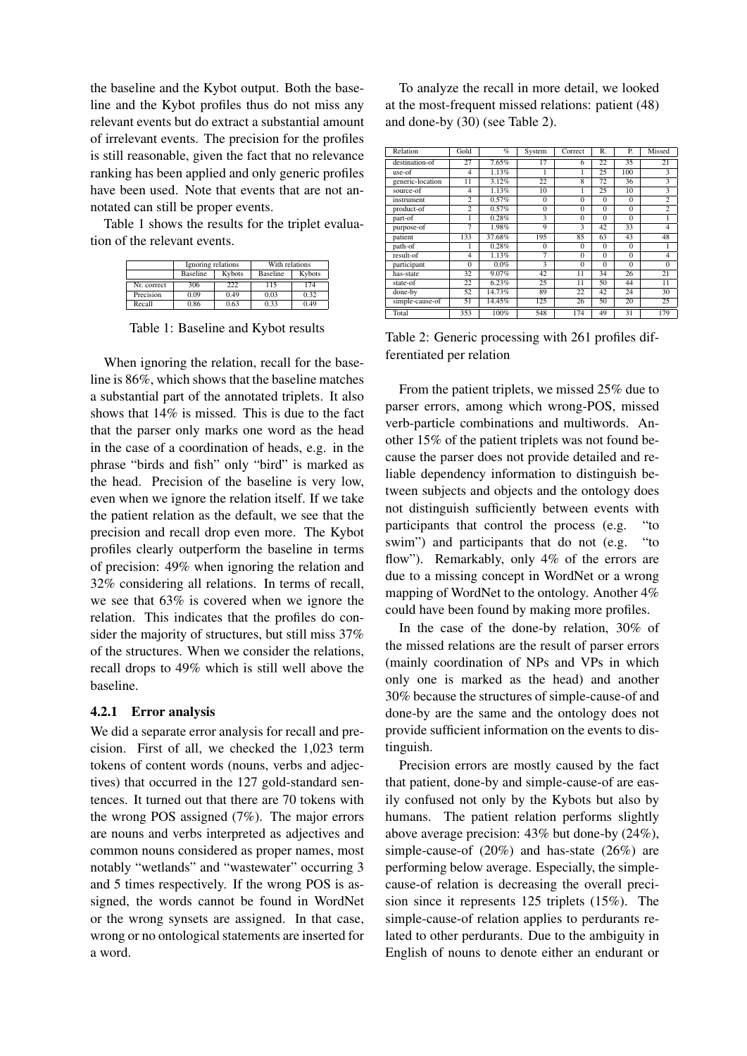the baseline and the Kybot output. Both the baseline and the Kybot profiles thus do not miss any relevant events but do extract a substantial amount of irrelevant events. The precision for the profiles is still reasonable, given the fact that no relevance ranking has been applied and only generic profiles have been used. Note that events that are not annotated can still be proper events.

Table 1 shows the results for the triplet evaluation of the relevant events.

| | Ignoring relations | | With relations | |
|---|---|---|---|---|
| | Baseline | Kybots | Baseline | Kybots |
| Nr. correct | 306 | 222 | 115 | 174 |
| Precision | 0.09 | 0.49 | 0.03 | 0.32 |
| Recall | 0.86 | 0.63 | 0.33 | 0.49 |

Table 1: Baseline and Kybot results

When ignoring the relation, recall for the baseline is 86%, which shows that the baseline matches a substantial part of the annotated triplets. It also shows that 14% is missed. This is due to the fact that the parser only marks one word as the head in the case of a coordination of heads, e.g. in the phrase "birds and fish" only "bird" is marked as the head. Precision of the baseline is very low, even when we ignore the relation itself. If we take the patient relation as the default, we see that the precision and recall drop even more. The Kybot profiles clearly outperform the baseline in terms of precision: 49% when ignoring the relation and 32% considering all relations. In terms of recall, we see that 63% is covered when we ignore the relation. This indicates that the profiles do consider the majority of structures, but still miss 37% of the structures. When we consider the relations, recall drops to 49% which is still well above the baseline.

### 4.2.1 Error analysis

We did a separate error analysis for recall and precision. First of all, we checked the 1,023 term tokens of content words (nouns, verbs and adjectives) that occurred in the 127 gold-standard sentences. It turned out that there are 70 tokens with the wrong POS assigned (7%). The major errors are nouns and verbs interpreted as adjectives and common nouns considered as proper names, most notably "wetlands" and "wastewater" occurring 3 and 5 times respectively. If the wrong POS is assigned, the words cannot be found in WordNet or the wrong synsets are assigned. In that case, wrong or no ontological statements are inserted for a word.

To analyze the recall in more detail, we looked at the most-frequent missed relations: patient (48) and done-by (30) (see Table 2).

| Relation | Gold | % | System | Correct | R. | P. | Missed |
|---|---|---|---|---|---|---|---|
| destination-of | 27 | 7.65% | 17 | 6 | 22 | 35 | 21 |
| use-of | 4 | 1.13% | 1 | 1 | 25 | 100 | 3 |
| generic-location | 11 | 3.12% | 22 | 8 | 72 | 36 | 3 |
| source-of | 4 | 1.13% | 10 | 1 | 25 | 10 | 3 |
| instrument | 2 | 0.57% | 0 | 0 | 0 | 0 | 2 |
| product-of | 2 | 0.57% | 0 | 0 | 0 | 0 | 2 |
| part-of | 1 | 0.28% | 3 | 0 | 0 | 0 | 1 |
| purpose-of | 7 | 1.98% | 9 | 3 | 42 | 33 | 4 |
| patient | 133 | 37.68% | 195 | 85 | 63 | 43 | 48 |
| path-of | 1 | 0.28% | 0 | 0 | 0 | 0 | 1 |
| result-of | 4 | 1.13% | 7 | 0 | 0 | 0 | 4 |
| participant | 0 | 0.0% | 3 | 0 | 0 | 0 | 0 |
| has-state | 32 | 9.07% | 42 | 11 | 34 | 26 | 21 |
| state-of | 22 | 6.23% | 25 | 11 | 50 | 44 | 11 |
| done-by | 52 | 14.73% | 89 | 22 | 42 | 24 | 30 |
| simple-cause-of | 51 | 14.45% | 125 | 26 | 50 | 20 | 25 |
| Total | 353 | 100% | 548 | 174 | 49 | 31 | 179 |

Table 2: Generic processing with 261 profiles differentiated per relation

From the patient triplets, we missed 25% due to parser errors, among which wrong-POS, missed verb-particle combinations and multiwords. Another 15% of the patient triplets was not found because the parser does not provide detailed and reliable dependency information to distinguish between subjects and objects and the ontology does not distinguish sufficiently between events with participants that control the process (e.g. "to swim") and participants that do not (e.g. "to flow"). Remarkably, only 4% of the errors are due to a missing concept in WordNet or a wrong mapping of WordNet to the ontology. Another 4% could have been found by making more profiles.

In the case of the done-by relation, 30% of the missed relations are the result of parser errors (mainly coordination of NPs and VPs in which only one is marked as the head) and another 30% because the structures of simple-cause-of and done-by are the same and the ontology does not provide sufficient information on the events to distinguish.

Precision errors are mostly caused by the fact that patient, done-by and simple-cause-of are easily confused not only by the Kybots but also by humans. The patient relation performs slightly above average precision: 43% but done-by (24%), simple-cause-of (20%) and has-state (26%) are performing below average. Especially, the simple-cause-of relation is decreasing the overall precision since it represents 125 triplets (15%). The simple-cause-of relation applies to perdurants related to other perdurants. Due to the ambiguity in English of nouns to denote either an endurant or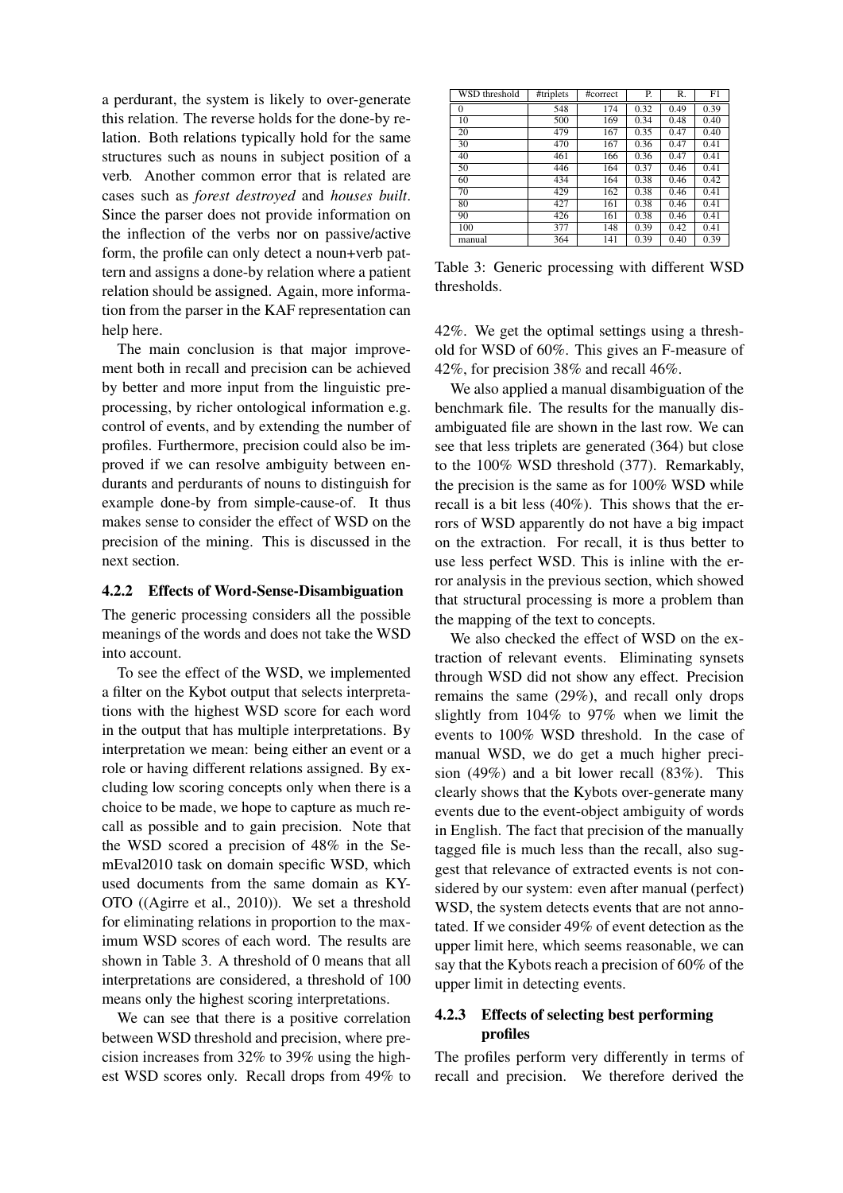a perdurant, the system is likely to over-generate this relation. The reverse holds for the done-by relation. Both relations typically hold for the same structures such as nouns in subject position of a verb. Another common error that is related are cases such as *forest destroyed* and *houses built*. Since the parser does not provide information on the inflection of the verbs nor on passive/active form, the profile can only detect a noun+verb pattern and assigns a done-by relation where a patient relation should be assigned. Again, more information from the parser in the KAF representation can help here.

The main conclusion is that major improvement both in recall and precision can be achieved by better and more input from the linguistic preprocessing, by richer ontological information e.g. control of events, and by extending the number of profiles. Furthermore, precision could also be improved if we can resolve ambiguity between endurants and perdurants of nouns to distinguish for example done-by from simple-cause-of. It thus makes sense to consider the effect of WSD on the precision of the mining. This is discussed in the next section.

#### 4.2.2 Effects of Word-Sense-Disambiguation

The generic processing considers all the possible meanings of the words and does not take the WSD into account.

To see the effect of the WSD, we implemented a filter on the Kybot output that selects interpretations with the highest WSD score for each word in the output that has multiple interpretations. By interpretation we mean: being either an event or a role or having different relations assigned. By excluding low scoring concepts only when there is a choice to be made, we hope to capture as much recall as possible and to gain precision. Note that the WSD scored a precision of 48% in the SemEval2010 task on domain specific WSD, which used documents from the same domain as KYOTO ((Agirre et al., 2010)). We set a threshold for eliminating relations in proportion to the maximum WSD scores of each word. The results are shown in Table 3. A threshold of 0 means that all interpretations are considered, a threshold of 100 means only the highest scoring interpretations.

We can see that there is a positive correlation between WSD threshold and precision, where precision increases from 32% to 39% using the highest WSD scores only. Recall drops from 49% to 42%. We get the optimal settings using a threshold for WSD of 60%. This gives an F-measure of 42%, for precision 38% and recall 46%.

| WSD threshold | #triplets | #correct | P. | R. | F1 |
|---|---|---|---|---|---|
| 0 | 548 | 174 | 0.32 | 0.49 | 0.39 |
| 10 | 500 | 169 | 0.34 | 0.48 | 0.40 |
| 20 | 479 | 167 | 0.35 | 0.47 | 0.40 |
| 30 | 470 | 167 | 0.36 | 0.47 | 0.41 |
| 40 | 461 | 166 | 0.36 | 0.47 | 0.41 |
| 50 | 446 | 164 | 0.37 | 0.46 | 0.41 |
| 60 | 434 | 164 | 0.38 | 0.46 | 0.42 |
| 70 | 429 | 162 | 0.38 | 0.46 | 0.41 |
| 80 | 427 | 161 | 0.38 | 0.46 | 0.41 |
| 90 | 426 | 161 | 0.38 | 0.46 | 0.41 |
| 100 | 377 | 148 | 0.39 | 0.42 | 0.41 |
| manual | 364 | 141 | 0.39 | 0.40 | 0.39 |

Table 3: Generic processing with different WSD thresholds.

We also applied a manual disambiguation of the benchmark file. The results for the manually disambiguated file are shown in the last row. We can see that less triplets are generated (364) but close to the 100% WSD threshold (377). Remarkably, the precision is the same as for 100% WSD while recall is a bit less (40%). This shows that the errors of WSD apparently do not have a big impact on the extraction. For recall, it is thus better to use less perfect WSD. This is inline with the error analysis in the previous section, which showed that structural processing is more a problem than the mapping of the text to concepts.

We also checked the effect of WSD on the extraction of relevant events. Eliminating synsets through WSD did not show any effect. Precision remains the same (29%), and recall only drops slightly from 104% to 97% when we limit the events to 100% WSD threshold. In the case of manual WSD, we do get a much higher precision (49%) and a bit lower recall (83%). This clearly shows that the Kybots over-generate many events due to the event-object ambiguity of words in English. The fact that precision of the manually tagged file is much less than the recall, also suggest that relevance of extracted events is not considered by our system: even after manual (perfect) WSD, the system detects events that are not annotated. If we consider 49% of event detection as the upper limit here, which seems reasonable, we can say that the Kybots reach a precision of 60% of the upper limit in detecting events.

#### 4.2.3 Effects of selecting best performing profiles

The profiles perform very differently in terms of recall and precision. We therefore derived the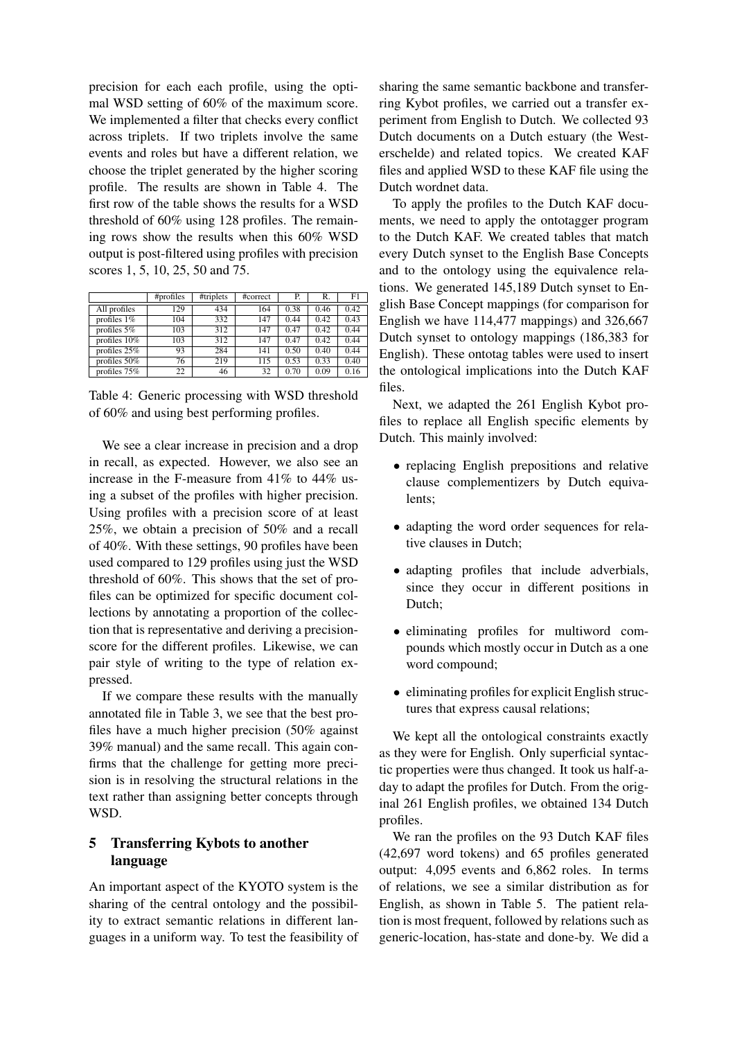precision for each each profile, using the optimal WSD setting of 60% of the maximum score. We implemented a filter that checks every conflict across triplets. If two triplets involve the same events and roles but have a different relation, we choose the triplet generated by the higher scoring profile. The results are shown in Table 4. The first row of the table shows the results for a WSD threshold of 60% using 128 profiles. The remaining rows show the results when this 60% WSD output is post-filtered using profiles with precision scores 1, 5, 10, 25, 50 and 75.

| | #profiles | #triplets | #correct | P. | R. | F1 |
|---|---|---|---|---|---|---|
| All profiles | 129 | 434 | 164 | 0.38 | 0.46 | 0.42 |
| profiles 1% | 104 | 332 | 147 | 0.44 | 0.42 | 0.43 |
| profiles 5% | 103 | 312 | 147 | 0.47 | 0.42 | 0.44 |
| profiles 10% | 103 | 312 | 147 | 0.47 | 0.42 | 0.44 |
| profiles 25% | 93 | 284 | 141 | 0.50 | 0.40 | 0.44 |
| profiles 50% | 76 | 219 | 115 | 0.53 | 0.33 | 0.40 |
| profiles 75% | 22 | 46 | 32 | 0.70 | 0.09 | 0.16 |

Table 4: Generic processing with WSD threshold of 60% and using best performing profiles.

We see a clear increase in precision and a drop in recall, as expected. However, we also see an increase in the F-measure from 41% to 44% using a subset of the profiles with higher precision. Using profiles with a precision score of at least 25%, we obtain a precision of 50% and a recall of 40%. With these settings, 90 profiles have been used compared to 129 profiles using just the WSD threshold of 60%. This shows that the set of profiles can be optimized for specific document collections by annotating a proportion of the collection that is representative and deriving a precision-score for the different profiles. Likewise, we can pair style of writing to the type of relation expressed.

If we compare these results with the manually annotated file in Table 3, we see that the best profiles have a much higher precision (50% against 39% manual) and the same recall. This again confirms that the challenge for getting more precision is in resolving the structural relations in the text rather than assigning better concepts through WSD.

## 5 Transferring Kybots to another language

An important aspect of the KYOTO system is the sharing of the central ontology and the possibility to extract semantic relations in different languages in a uniform way. To test the feasibility of sharing the same semantic backbone and transferring Kybot profiles, we carried out a transfer experiment from English to Dutch. We collected 93 Dutch documents on a Dutch estuary (the Westerschelde) and related topics. We created KAF files and applied WSD to these KAF file using the Dutch wordnet data.

To apply the profiles to the Dutch KAF documents, we need to apply the ontotagger program to the Dutch KAF. We created tables that match every Dutch synset to the English Base Concepts and to the ontology using the equivalence relations. We generated 145,189 Dutch synset to English Base Concept mappings (for comparison for English we have 114,477 mappings) and 326,667 Dutch synset to ontology mappings (186,383 for English). These ontotag tables were used to insert the ontological implications into the Dutch KAF files.

Next, we adapted the 261 English Kybot profiles to replace all English specific elements by Dutch. This mainly involved:

- replacing English prepositions and relative clause complementizers by Dutch equivalents;
- adapting the word order sequences for relative clauses in Dutch;
- adapting profiles that include adverbials, since they occur in different positions in Dutch;
- eliminating profiles for multiword compounds which mostly occur in Dutch as a one word compound;
- eliminating profiles for explicit English structures that express causal relations;

We kept all the ontological constraints exactly as they were for English. Only superficial syntactic properties were thus changed. It took us half-a-day to adapt the profiles for Dutch. From the original 261 English profiles, we obtained 134 Dutch profiles.

We ran the profiles on the 93 Dutch KAF files (42,697 word tokens) and 65 profiles generated output: 4,095 events and 6,862 roles. In terms of relations, we see a similar distribution as for English, as shown in Table 5. The patient relation is most frequent, followed by relations such as generic-location, has-state and done-by. We did a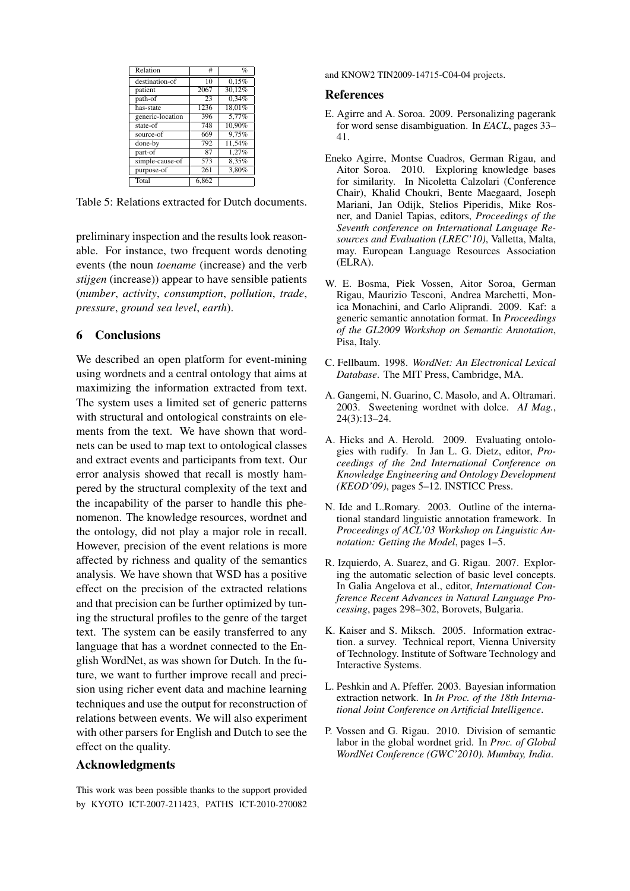| Relation | # | % |
|---|---|---|
| destination-of | 10 | 0,15% |
| patient | 2067 | 30,12% |
| path-of | 23 | 0,34% |
| has-state | 1236 | 18,01% |
| generic-location | 396 | 5,77% |
| state-of | 748 | 10,90% |
| source-of | 669 | 9,75% |
| done-by | 792 | 11,54% |
| part-of | 87 | 1,27% |
| simple-cause-of | 573 | 8,35% |
| purpose-of | 261 | 3,80% |
| Total | 6,862 | |

Table 5: Relations extracted for Dutch documents.

preliminary inspection and the results look reasonable. For instance, two frequent words denoting events (the noun *toename* (increase) and the verb *stijgen* (increase)) appear to have sensible patients (*number*, *activity*, *consumption*, *pollution*, *trade*, *pressure*, *ground sea level*, *earth*).

## 6 Conclusions

We described an open platform for event-mining using wordnets and a central ontology that aims at maximizing the information extracted from text. The system uses a limited set of generic patterns with structural and ontological constraints on elements from the text. We have shown that wordnets can be used to map text to ontological classes and extract events and participants from text. Our error analysis showed that recall is mostly hampered by the structural complexity of the text and the incapability of the parser to handle this phenomenon. The knowledge resources, wordnet and the ontology, did not play a major role in recall. However, precision of the event relations is more affected by richness and quality of the semantics analysis. We have shown that WSD has a positive effect on the precision of the extracted relations and that precision can be further optimized by tuning the structural profiles to the genre of the target text. The system can be easily transferred to any language that has a wordnet connected to the English WordNet, as was shown for Dutch. In the future, we want to further improve recall and precision using richer event data and machine learning techniques and use the output for reconstruction of relations between events. We will also experiment with other parsers for English and Dutch to see the effect on the quality.

## Acknowledgments

This work was been possible thanks to the support provided by KYOTO ICT-2007-211423, PATHS ICT-2010-270082 and KNOW2 TIN2009-14715-C04-04 projects.

## References

E. Agirre and A. Soroa. 2009. Personalizing pagerank for word sense disambiguation. In *EACL*, pages 33–41.

Eneko Agirre, Montse Cuadros, German Rigau, and Aitor Soroa. 2010. Exploring knowledge bases for similarity. In Nicoletta Calzolari (Conference Chair), Khalid Choukri, Bente Maegaard, Joseph Mariani, Jan Odijk, Stelios Piperidis, Mike Rosner, and Daniel Tapias, editors, *Proceedings of the Seventh conference on International Language Resources and Evaluation (LREC'10)*, Valletta, Malta, may. European Language Resources Association (ELRA).

W. E. Bosma, Piek Vossen, Aitor Soroa, German Rigau, Maurizio Tesconi, Andrea Marchetti, Monica Monachini, and Carlo Aliprandi. 2009. Kaf: a generic semantic annotation format. In *Proceedings of the GL2009 Workshop on Semantic Annotation*, Pisa, Italy.

C. Fellbaum. 1998. *WordNet: An Electronical Lexical Database*. The MIT Press, Cambridge, MA.

A. Gangemi, N. Guarino, C. Masolo, and A. Oltramari. 2003. Sweetening wordnet with dolce. *AI Mag.*, 24(3):13–24.

A. Hicks and A. Herold. 2009. Evaluating ontologies with rudify. In Jan L. G. Dietz, editor, *Proceedings of the 2nd International Conference on Knowledge Engineering and Ontology Development (KEOD'09)*, pages 5–12. INSTICC Press.

N. Ide and L.Romary. 2003. Outline of the international standard linguistic annotation framework. In *Proceedings of ACL'03 Workshop on Linguistic Annotation: Getting the Model*, pages 1–5.

R. Izquierdo, A. Suarez, and G. Rigau. 2007. Exploring the automatic selection of basic level concepts. In Galia Angelova et al., editor, *International Conference Recent Advances in Natural Language Processing*, pages 298–302, Borovets, Bulgaria.

K. Kaiser and S. Miksch. 2005. Information extraction. a survey. Technical report, Vienna University of Technology. Institute of Software Technology and Interactive Systems.

L. Peshkin and A. Pfeffer. 2003. Bayesian information extraction network. In *In Proc. of the 18th International Joint Conference on Artificial Intelligence*.

P. Vossen and G. Rigau. 2010. Division of semantic labor in the global wordnet grid. In *Proc. of Global WordNet Conference (GWC'2010). Mumbay, India*.